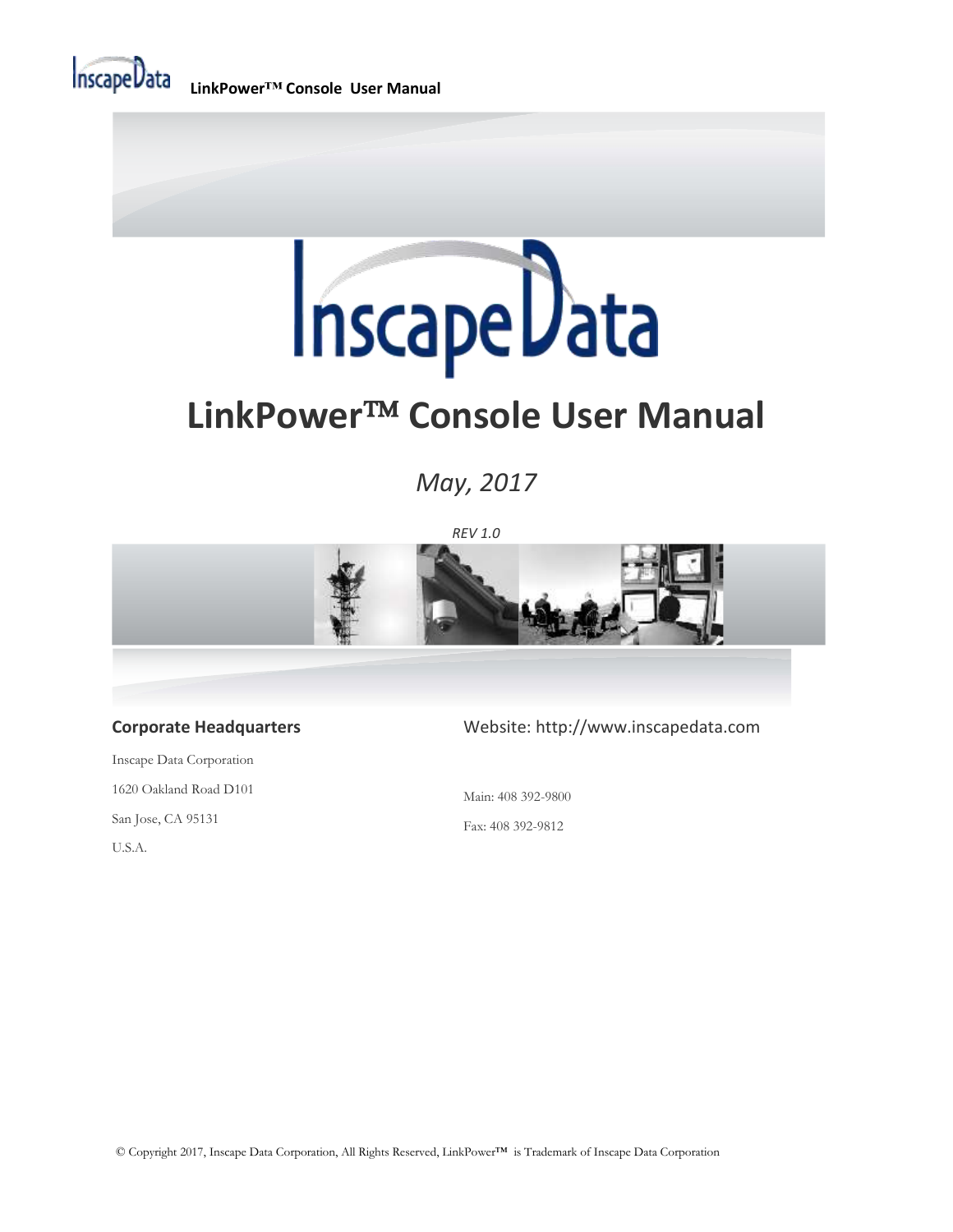# LinkPower™ Console User Manual

*May, 2017*

*REV 1.0*

**Corporate Headquarters**

Inscape Data Corporation

1620 Oakland Road D101

San Jose, CA 95131

U.S.A.

Website: http://www.inscapedata.com

Main: 408 392-9800

Fax: 408 392-9812

© Copyright 2017, Inscape Data Corporation, All Rights Reserved, LinkPower™ is Trademark of Inscape Data Corporation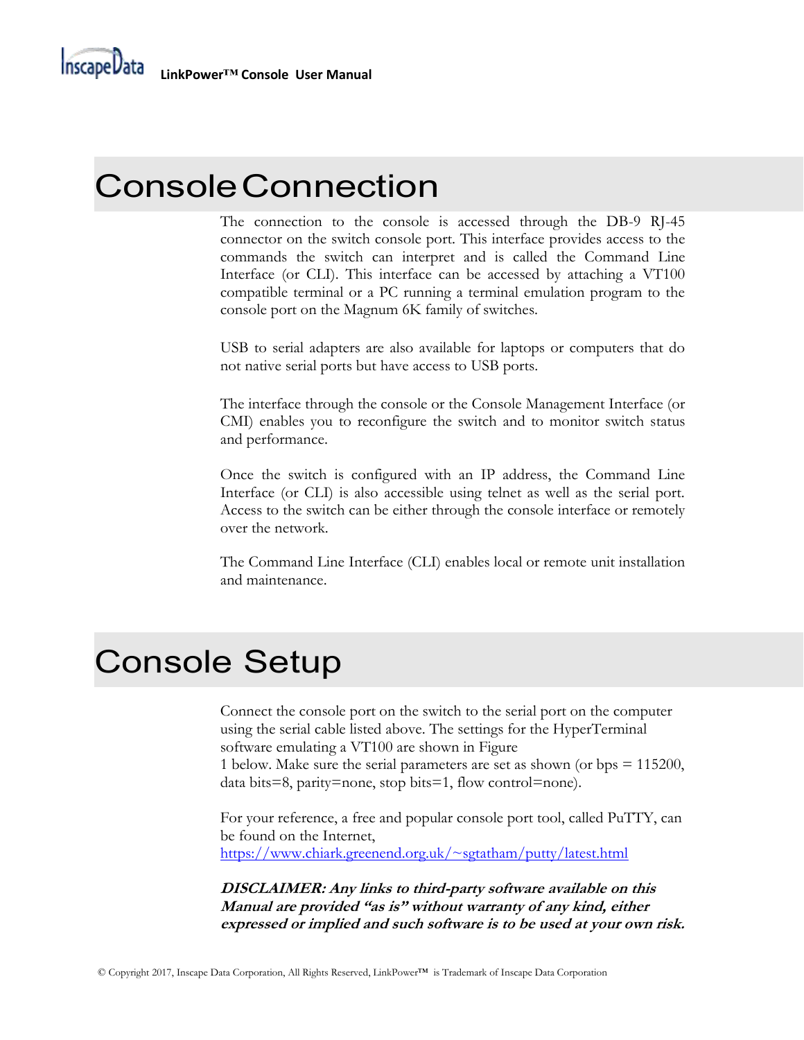# Console Connection

The connection to the console is accessed through the DB-9 RJ-45 connector on the switch console port. This interface provides access to the commands the switch can interpret and is called the Command Line Interface (or CLI). This interface can be accessed by attaching a VT100 compatible terminal or a PC running a terminal emulation program to the console port on the Magnum 6K family of switches.

USB to serial adapters are also available for laptops or computers that do not native serial ports but have access to USB ports.

The interface through the console or the Console Management Interface (or CMI) enables you to reconfigure the switch and to monitor switch status and performance.

Once the switch is configured with an IP address, the Command Line Interface (or CLI) is also accessible using telnet as well as the serial port. Access to the switch can be either through the console interface or remotely over the network.

The Command Line Interface (CLI) enables local or remote unit installation and maintenance.

# Console Setup

Connect the console port on the switch to the serial port on the computer using the serial cable listed above. The settings for the HyperTerminal software emulating a VT100 are shown in Figure 1 below. Make sure the serial parameters are set as shown (or bps = 115200, data bits=8, parity=none, stop bits=1, flow control=none).

For your reference, a free and popular console port tool, called PuTTY, can be found on the Internet, [https://www.chiark.greenend.org.uk/~sgtatham/putty/latest.html](https://www.chiark.greenend.org.uk/~sgtatham/putty/latest.html)

***DISCLAIMER: Any links to third-party software available on this Manual are provided "as is" without warranty of any kind, either expressed or implied and such software is to be used at your own risk.***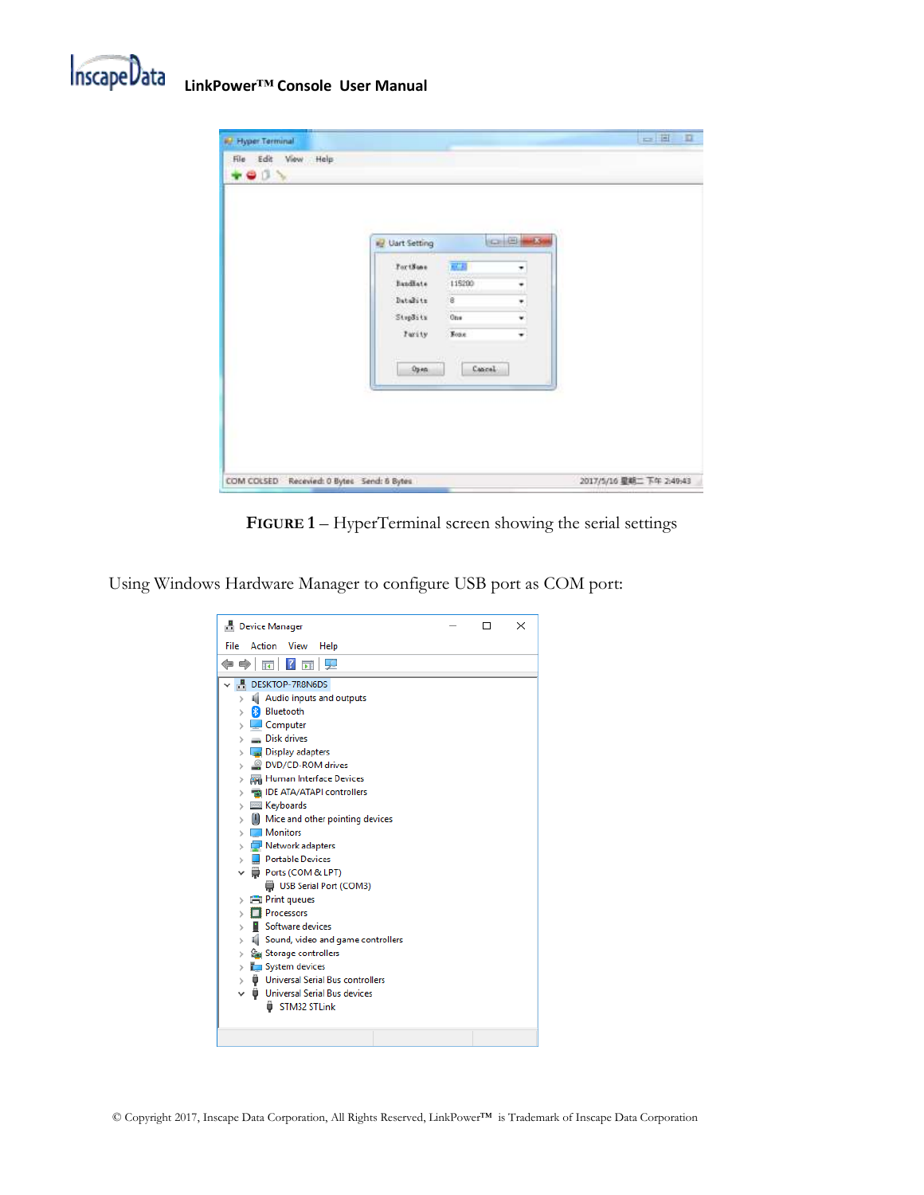**FIGURE 1** – HyperTerminal screen showing the serial settings

Using Windows Hardware Manager to configure USB port as COM port: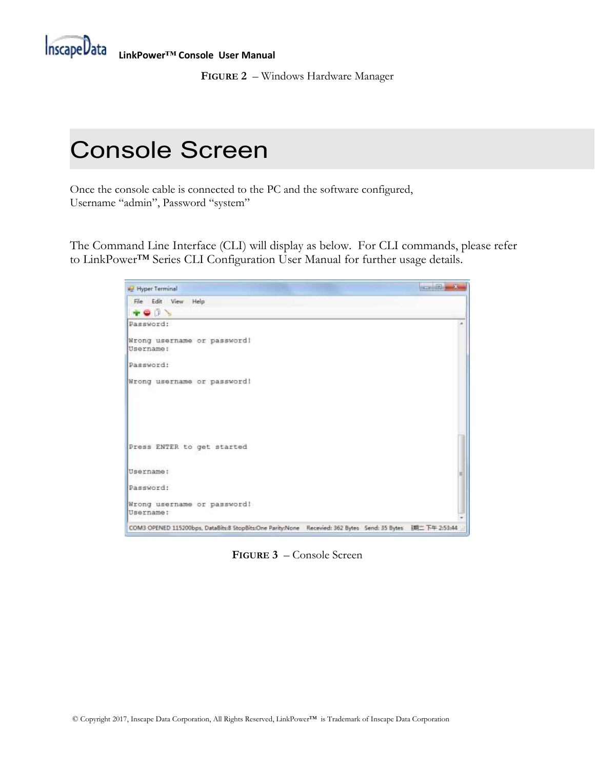**FIGURE 2** – Windows Hardware Manager

# Console Screen

Once the console cable is connected to the PC and the software configured,
Username "admin", Password "system"

The Command Line Interface (CLI) will display as below. For CLI commands, please refer to LinkPower™ Series CLI Configuration User Manual for further usage details.

```
Password:

Wrong username or password!
Username:

Password:

Wrong username or password!




Press ENTER to get started

Username:

Password:

Wrong username or password!
Username:
```

**FIGURE 3** – Console Screen